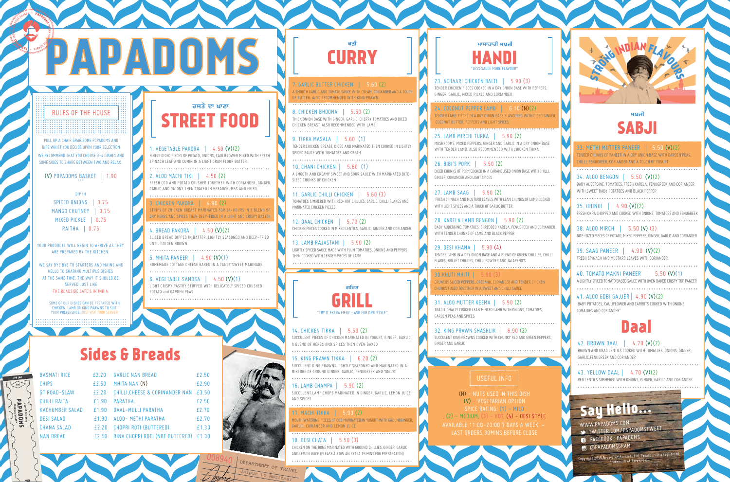# PAPADOMS

## RULES OF THE HOUSE

PULL UP A CHAIR GRAB SOME POPADOMS AND DIPS WHIST YOU DECIDE UPON YOUR SELECTION.

WE RECOMMEND THAT YOU CHOOSE 3-4 DISHES AND SOME SIDES TO SHARE BETWEEN TWO AND RELAX.

(V) POPADOMS BASKET | 1.90

DIP IN

SPICED ONIONS | 0.75
MANGO CHUTNEY | 0.75
MIXED PICKLE | 0.75
RAITHA | 0.75

YOUR PRODUCTS WILL BEGIN TO ARRIVE AS THEY ARE PREPARED BY THE KITCHEN.

WE SAY BYE BYE TO STARTERS AND MAINS AND HELLO TO SHARING MULTIPLE DISHES AT THE SAME TIME, THE WAY IT SHOULD BE SERVED JUST LIKE THE ROADSIDE CAFE'S IN INDIA.

SOME OF OUR DISHES CAN BE PREPARED WITH CHICKEN, LAMB OR KING PRAWNS TO SUIT YOUR PREFERENCE. JUST ASK YOUR SERVER

## ਰਸਤੇ ਦਾ ਖਾਣਾ
## STREET FOOD

1. VEGETABLE PAKORA | 4.50 (V)(2)
FINELY DICED PIECES OF POTATO, ONIONS, CAULIFLOWER MIXED WITH FRESH SPINACH LEAF AND CUMIN IN A LIGHT GRAM FLOUR BATTER.

2. ALOO MACHI TIKI | 4.50 (2)
FRESH COD AND POTATO CRUSHED TOGETHER WITH CORIANDER, GINGER, GARLIC AND ONIONS THEN COATED IN BREADCRUMBS AND FRIED.

3. CHICKEN PAKORA | 4.90 (2)
STRIPS OF CHICKEN BREAST MARINATED FOR 24-HOURS IN A BLEND OF DRY HERBS AND SPICES THEN DEEP-FRIED IN A LIGHT AND CRISPY BATTER.

4. BREAD PAKORA | 4.50 (V)(2)
SLICED BREAD DIPPED IN BATTER, LIGHTLY SEASONED AND DEEP-FRIED UNTIL GOLDEN BROWN.

5. MHITA PANEER | 4.90 (V)(1)
HOMEMADE COTTAGE CHEESE BAKED IN A TANGY SWEET MARINADE.

6. VEGETABLE SAMOSA | 4.50 (V)(1)
LIGHT CRISPY PASTRY STUFFED WITH DELICATELY SPICED CRUSHED POTATO and GARDEN PEAS.

## Sides & Breads

| | | | |
|---|---|---|---|
| BASMATI RICE | £2.20 | GARLIC NAN BREAD | £2.50 |
| CHIPS | £2.50 | MHITA NAN (N) | £2.90 |
| GT ROAD-SLAW | £2.20 | CHILLI,CHEESE & CORINANDER NAN | £3.50 |
| CHILLI RAITA | £1.90 | PARATHA | £2.50 |
| KACHUMBER SALAD | £1.90 | DAAL-MULLI PARATHA | £2.70 |
| DESI SALAD | £1.90 | ALOO- METHI PARATHA | £2.70 |
| CHANA SALAD | £2.20 | CHOPRI ROTI (BUTTERED) | £1.30 |
| NAN BREAD | £2.50 | BINA CHOPRI ROTI (NOT BUTTERED) | £1.30 |

008940 DEPARTMENT OF TRAVEL
Jaipur to Amritsar

## ਕੜੀ
## CURRY

7. GARLIC BUTTER CHICKEN | 5.60 (2)
A SMOOTH GARLIC AND TOMATO SAUCE WITH CREAM, CORIANDER AND A TOUCH OF BUTTER. ALSO RECOMMENDED WITH KING PRAWN.

8. CHICKEN BHOONA | 5.60 (2)
THICK ONION BASE WITH GINGER, GARLIC, CHERRY TOMATOES AND DICED CHICKEN BREAST. ALSO RECOMMENDED WITH LAMB.

9. TIKKA MASALA | 5.60 (1)
TENDER CHICKEN BREAST, DICED AND MARINATED THEN COOKED IN LIGHTLY SPICED SAUCE WITH TOMATOES AND CREAM

10. CHANI CHICKEN | 5.60 (1)
A SMOOTH AND CREAMY SWEET AND SOUR SAUCE WITH MARINATED BITE-SIZED CHUNKS OF CHICKEN

11. GARLIC CHILLI CHICKEN | 5.60 (3)
TOMATOES SIMMERED WITH RED-HOT CHILLIES, GARLIC, CHILLI FLAKES AND MARINATED CHICKEN PIECES

12. DAAL CHICKEN | 5.70 (2)
CHICKEN PIECES COOKED IN MIXED LENTILS, GARLIC, GINGER AND CORIANDER

13. LAMB RAJASTANI | 5.90 (2)
LIGHTLY SPICED SAUCE MADE WITH PLUM TOMATOES, ONIONS AND PEPPERS THEN COOKED WITH TENDER PIECES OF LAMB.

## ਗਰਿਲ
## GRILL

"TRY IT EXTRA FIERY - ASK FOR DESI STYLE"

14. CHICKEN TIKKA | 5.50 (2)
SUCCULENT PIECES OF CHICKEN MARINATED IN YOGURT, GINGER, GARLIC, A BLEND OF HERBS AND SPICES THEN OVEN BAKED

15. KING PRAWN TIKKA | 6.20 (2)
SUCCULENT KING PRAWNS LIGHTLY SEASONED AND MARINATED IN A MIXTURE OF GROUND GINGER, GARLIC, FENUGREEK AND YOGURT

16. LAMB CHAMPA | 5.90 (2)
SUCCULENT LAMP CHOPS MARINATED IN GINGER, GARLIC, LEMON JUICE AND SPICES

17. MACHI TIKKA | 5.90 (2)
MOUTH WATERING PIECES OF COD MARINATED IN YOGURT WITH GROUNDGINGER, GARLIC, CORIANDER AND LEMON JUICE

18. DESI CHATA | 5.50 (3)
CHICKEN ON THE BONE MARINATED WITH GROUND CHILLIES, GINGER, GARLIC AND LEMON JUICE (PLEASE ALLOW AN EXTRA 15 MINS FOR PREPARATION)

## ਮਸਾਹਾਰੀ ਸਬਜ਼ੀ
## HANDI

"LESS SAUCE MORE FLAVOUR"

23. ACHAARI CHICKEN BALTI | 5.90 (3)
TENDER CHICKEN PIECES COOKED IN A DRY ONION BASE WITH PEPPERS, GINGER, GARLIC, MIXED PICKLE AND CORIANDER.

24. COCONUT PEPPER LAMB | 6.10 (N)(2)
TENDER LAMB PIECES IN A DRY ONION BASE FLAVOURED WITH DICED GINGER, COCONUT BUTTER, PEPPERS AND LIGHT SPICES

25. LAMB MIRCHI TURKA | 5.90 (2)
MUSHROOMS, MIXED PEPPERS, GINGER AND GARLIC IN A DRY ONION BASE WITH TENDER LAMB. ALSO RECOMMENDED WITH CHICKEN TIKKA

26. BIBI'S PORK | 5.50 (2)
DICED CHUNKS OF PORK COOKED IN A CARAMELISED ONION BASE WITH CHILLI, GINGER, CORIANDER AND LIGHT SPICES

27. LAMB SAAG | 5.90 (2)
FRESH SPINACH AND MUSTARD LEAVES WITH LEAN CHUNKS OF LAMB COOKED WITH LIGHT SPICES AND A TOUCH OF GARLIC BUTTER.

28. KARELA LAMB BENGON | 5.90 (2)
BABY AUBERGINE, TOMATOES, SHREDDED KARELA, FENUGREEK AND CORIANDER WITH TENDER CHUNKS OF LAMB AND BLACK PEPPER

29. DESI KHANA | 5.90 (4)
TENDER LAMB IN A DRY ONION BASE AND A BLEND OF GREEN CHILLIES, CHILLI FLAKES, BULLET CHILLIES, CHILLI POWDER AND JALAPENO'S

30. KHUTI MHITI | 5.90 (3)
CRUNCHY SLICED PEPPERS, OREGANO, CORIANDER AND TENDER CHICKEN CHUNKS FUSED TOGETHER IN A SWEET AND CHILLI SAUCE

31. ALOO MUTTER KEEMA | 5.90 (2)
TRADITIONALLY COOKED LEAN MINCED LAMB WITH ONIONS, TOMATOES, GARDEN PEAS AND SPICES

32. KING PRAWN SHASHLIK | 6.90 (2)
SUCCULENT KING PRAWNS COOKED WITH CHUNKY RED AND GREEN PEPPERS, GINGER AND GARLIC

## USEFUL INFO

(N) - NUTS USED IN THIS DISH
(V) - VEGETARIAN OPTION
SPICE RATING: (1) - MILD
, (2) - MEDIUM, (3) - HOT, (4) - DESI STYLE
AVAILABLE 11:00-23:00 7 DAYS A WEEK - LAST ORDERS 30MINS BEFORE CLOSE

STRONG INDIAN FLAVOURS

## ਸਬਜ਼ੀ
## SABJI

33. METHI MUTTER PANEER | 5.50 (V)(2)
TENDER CHUNKS OF PANEER IN A DRY ONION BASE WITH GARDEN PEAS, CHILLI, FENUGREEK, CORIANDER AND A TOUCH OF YOGURT

34. ALOO BENGON | 5.50 (V)(2)
BABY AUBERGINE, TOMATOES, FRESH KARELA, FENUGREEK AND CORIANDER WITH SWEET BABY POTATOES AND BLACK PEPPER

35. BHINDI | 4.90 (V)(2)
FRESH OKRA CHOPPED AND COOKED WITH ONIONS, TOMATOES AND FENUGREEK

38. ALOO MIRCH | 5.50 (V) (3)
BITE-SIZED PIECES OF POTATO, MIXED PEPPERS, GINGER, GARLIC AND CORIANDER

39. SAAG PANEER | 4.90 (V)(2)
FRESH SPINACH AND MUSTARD LEAVES WITH CORIANDER

40. TOMATO MAKNI PANEER | 5.50 (V)(1)
A LIGHTLY SPICED TOMATO BASED SAUCE WITH OVEN BAKED CRISPY TOP PANEER

41. ALOO GOBI GAJJER | 4.90 (V)(2)
BABY POTATOES, CAULIFLOWER AND CARROTS COOKED WITH ONIONS, TOMATOES AND CORIANDER"

## Daal

42. BROWN DAAL | 4.70 (V)(2)
BROWN AND URAD LENTILS COOKED WITH TOMATOES, ONIONS, GINGER, GARLIC,FENUGREEK AND CORIANDER

43. YELLOW DAAL | 4.70 (V)(2)
RED LENTILS SIMMERED WITH ONIONS, GINGER, GARLIC AND CORIANDER

## Say Hello...

WWW.PAPADOMS.COM
TWITTER.COM/PAPADOMSTWEET
FACEBOOK : PAPADOMS
@PAPADOMSGRAM

Copyright 2015 Bayava Restaurants Ltd. Papadoms is a registered trademark of Bayava Ltd.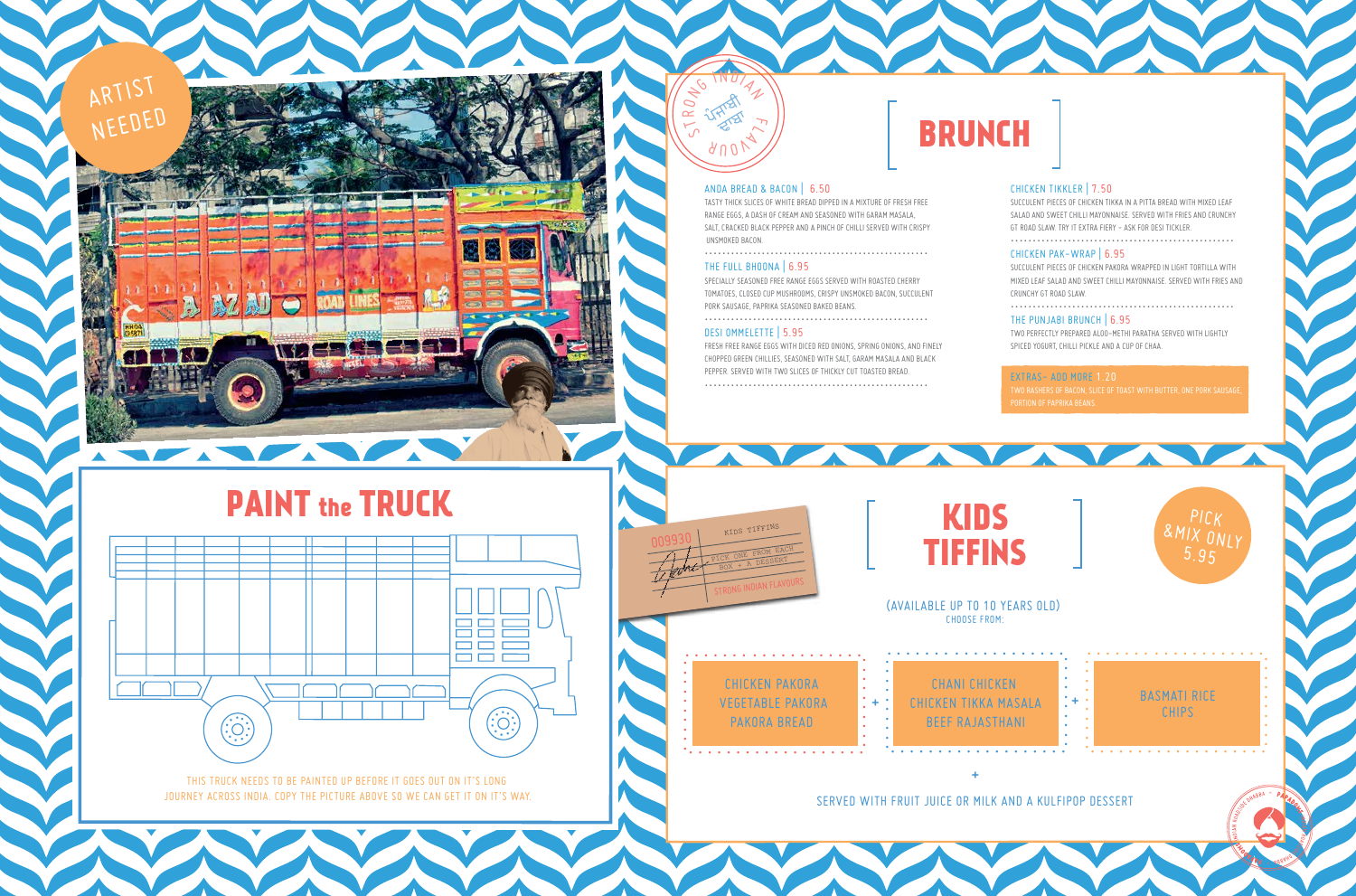ARTIST NEEDED

## PAINT the TRUCK

THIS TRUCK NEEDS TO BE PAINTED UP BEFORE IT GOES OUT ON IT'S LONG JOURNEY ACROSS INDIA. COPY THE PICTURE ABOVE SO WE CAN GET IT ON IT'S WAY.

STRONG INDIAN FLAVOUR

ਪੰਜਾਬੀ ਢਾਬਾ

# BRUNCH

**ANDA BREAD & BACON | 6.50**
TASTY THICK SLICES OF WHITE BREAD DIPPED IN A MIXTURE OF FRESH FREE RANGE EGGS, A DASH OF CREAM AND SEASONED WITH GARAM MASALA, SALT, CRACKED BLACK PEPPER AND A PINCH OF CHILLI SERVED WITH CRISPY UNSMOKED BACON.

**THE FULL BHOONA | 6.95**
SPECIALLY SEASONED FREE RANGE EGGS SERVED WITH ROASTED CHERRY TOMATOES, CLOSED CUP MUSHROOMS, CRISPY UNSMOKED BACON, SUCCULENT PORK SAUSAGE, PAPRIKA SEASONED BAKED BEANS.

**DESI OMMELETTE | 5.95**
FRESH FREE RANGE EGGS WITH DICED RED ONIONS, SPRING ONIONS, AND FINELY CHOPPED GREEN CHILLIES, SEASONED WITH SALT, GARAM MASALA AND BLACK PEPPER. SERVED WITH TWO SLICES OF THICKLY CUT TOASTED BREAD.

**CHICKEN TIKKLER | 7.50**
SUCCULENT PIECES OF CHICKEN TIKKA IN A PITTA BREAD WITH MIXED LEAF SALAD AND SWEET CHILLI MAYONNAISE. SERVED WITH FRIES AND CRUNCHY GT ROAD SLAW. TRY IT EXTRA FIERY - ASK FOR DESI TICKLER.

**CHICKEN PAK-WRAP | 6.95**
SUCCULENT PIECES OF CHICKEN PAKORA WRAPPED IN LIGHT TORTILLA WITH MIXED LEAF SALAD AND SWEET CHILLI MAYONNAISE. SERVED WITH FRIES AND CRUNCHY GT ROAD SLAW.

**THE PUNJABI BRUNCH | 6.95**
TWO PERFECTLY PREPARED ALOO-METHI PARATHA SERVED WITH LIGHTLY SPICED YOGURT, CHILLI PICKLE AND A CUP OF CHAA.

**EXTRAS- ADD MORE 1.20**
TWO RASHERS OF BACON, SLICE OF TOAST WITH BUTTER, ONE PORK SAUSAGE, PORTION OF PAPRIKA BEANS.

009930 KIDS TIFFINS — PICK ONE FROM EACH BOX + A DESSERT — STRONG INDIAN FLAVOURS

# KIDS TIFFINS

PICK & MIX ONLY 5.95

(AVAILABLE UP TO 10 YEARS OLD)
CHOOSE FROM:

| | | | | |
|---|---|---|---|---|
| CHICKEN PAKORA<br>VEGETABLE PAKORA<br>PAKORA BREAD | + | CHANI CHICKEN<br>CHICKEN TIKKA MASALA<br>BEEF RAJASTHANI | + | BASMATI RICE<br>CHIPS |

\+

SERVED WITH FRUIT JUICE OR MILK AND A KULFIPOP DESSERT